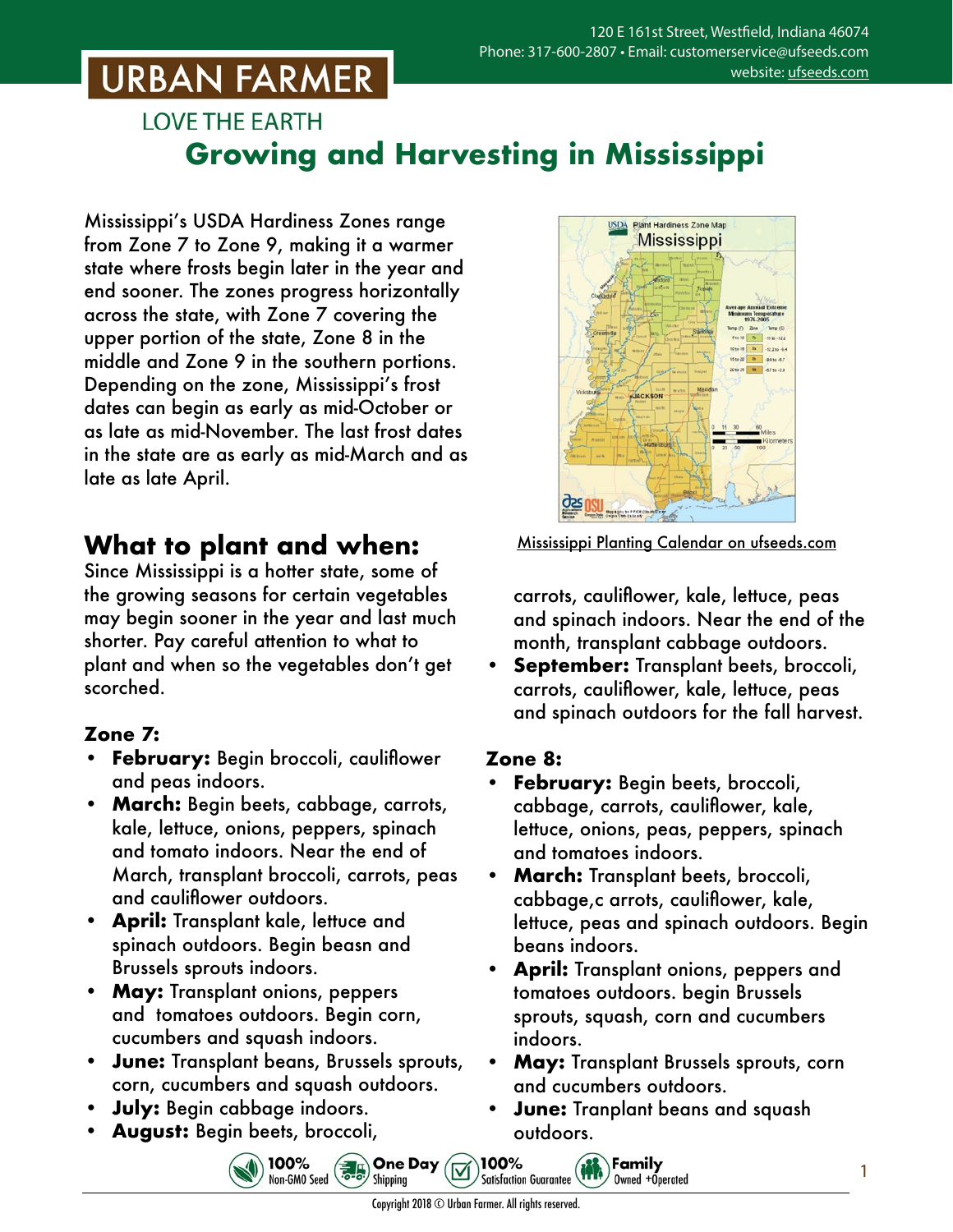URBAN FARMER

LOVE THE EARTH

120 E 161st Street, Westfield, Indiana 46074
Phone: 317-600-2807 • Email: customerservice@ufseeds.com
website: ufseeds.com

# Growing and Harvesting in Mississippi

Mississippi's USDA Hardiness Zones range from Zone 7 to Zone 9, making it a warmer state where frosts begin later in the year and end sooner. The zones progress horizontally across the state, with Zone 7 covering the upper portion of the state, Zone 8 in the middle and Zone 9 in the southern portions. Depending on the zone, Mississippi's frost dates can begin as early as mid-October or as late as mid-November. The last frost dates in the state are as early as mid-March and as late as late April.

Mississippi Planting Calendar on ufseeds.com

## What to plant and when:

Since Mississippi is a hotter state, some of the growing seasons for certain vegetables may begin sooner in the year and last much shorter. Pay careful attention to what to plant and when so the vegetables don't get scorched.

### Zone 7:

- **February:** Begin broccoli, cauliflower and peas indoors.
- **March:** Begin beets, cabbage, carrots, kale, lettuce, onions, peppers, spinach and tomato indoors. Near the end of March, transplant broccoli, carrots, peas and cauliflower outdoors.
- **April:** Transplant kale, lettuce and spinach outdoors. Begin beasn and Brussels sprouts indoors.
- **May:** Transplant onions, peppers and tomatoes outdoors. Begin corn, cucumbers and squash indoors.
- **June:** Transplant beans, Brussels sprouts, corn, cucumbers and squash outdoors.
- **July:** Begin cabbage indoors.
- **August:** Begin beets, broccoli, carrots, cauliflower, kale, lettuce, peas and spinach indoors. Near the end of the month, transplant cabbage outdoors.
- **September:** Transplant beets, broccoli, carrots, cauliflower, kale, lettuce, peas and spinach outdoors for the fall harvest.

### Zone 8:

- **February:** Begin beets, broccoli, cabbage, carrots, cauliflower, kale, lettuce, onions, peas, peppers, spinach and tomatoes indoors.
- **March:** Transplant beets, broccoli, cabbage,c arrots, cauliflower, kale, lettuce, peas and spinach outdoors. Begin beans indoors.
- **April:** Transplant onions, peppers and tomatoes outdoors. begin Brussels sprouts, squash, corn and cucumbers indoors.
- **May:** Transplant Brussels sprouts, corn and cucumbers outdoors.
- **June:** Tranplant beans and squash outdoors.

100% Non-GMO Seed • One Day Shipping • 100% Satisfaction Guarantee • Family Owned +Operated

Copyright 2018 © Urban Farmer. All rights reserved.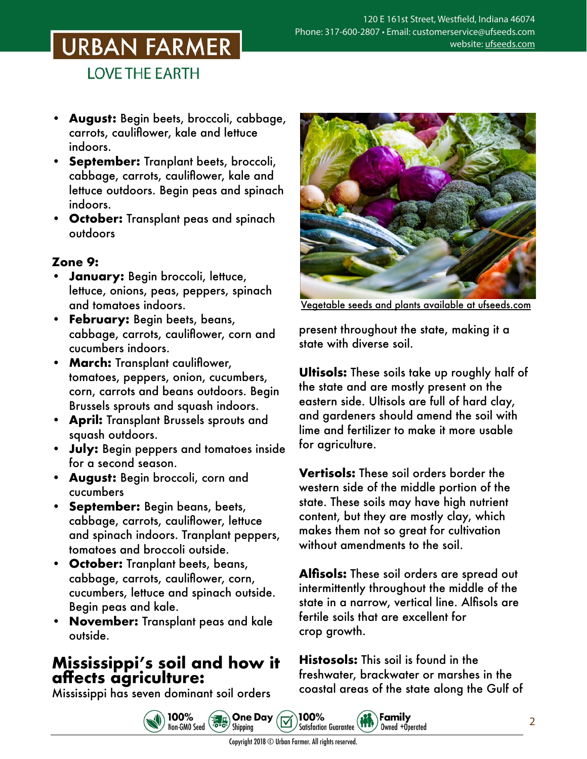- **August:** Begin beets, broccoli, cabbage, carrots, cauliflower, kale and lettuce indoors.
- **September:** Tranplant beets, broccoli, cabbage, carrots, cauliflower, kale and lettuce outdoors. Begin peas and spinach indoors.
- **October:** Transplant peas and spinach outdoors

**Zone 9:**

- **January:** Begin broccoli, lettuce, lettuce, onions, peas, peppers, spinach and tomatoes indoors.
- **February:** Begin beets, beans, cabbage, carrots, cauliflower, corn and cucumbers indoors.
- **March:** Transplant cauliflower, tomatoes, peppers, onion, cucumbers, corn, carrots and beans outdoors. Begin Brussels sprouts and squash indoors.
- **April:** Transplant Brussels sprouts and squash outdoors.
- **July:** Begin peppers and tomatoes inside for a second season.
- **August:** Begin broccoli, corn and cucumbers
- **September:** Begin beans, beets, cabbage, carrots, cauliflower, lettuce and spinach indoors. Tranplant peppers, tomatoes and broccoli outside.
- **October:** Tranplant beets, beans, cabbage, carrots, cauliflower, corn, cucumbers, lettuce and spinach outside. Begin peas and kale.
- **November:** Transplant peas and kale outside.

## Mississippi's soil and how it affects agriculture:

Mississippi has seven dominant soil orders present throughout the state, making it a state with diverse soil.

Vegetable seeds and plants available at ufseeds.com

**Ultisols:** These soils take up roughly half of the state and are mostly present on the eastern side. Ultisols are full of hard clay, and gardeners should amend the soil with lime and fertilizer to make it more usable for agriculture.

**Vertisols:** These soil orders border the western side of the middle portion of the state. These soils may have high nutrient content, but they are mostly clay, which makes them not so great for cultivation without amendments to the soil.

**Alfisols:** These soil orders are spread out intermittently throughout the middle of the state in a narrow, vertical line. Alfisols are fertile soils that are excellent for crop growth.

**Histosols:** This soil is found in the freshwater, brackwater or marshes in the coastal areas of the state along the Gulf of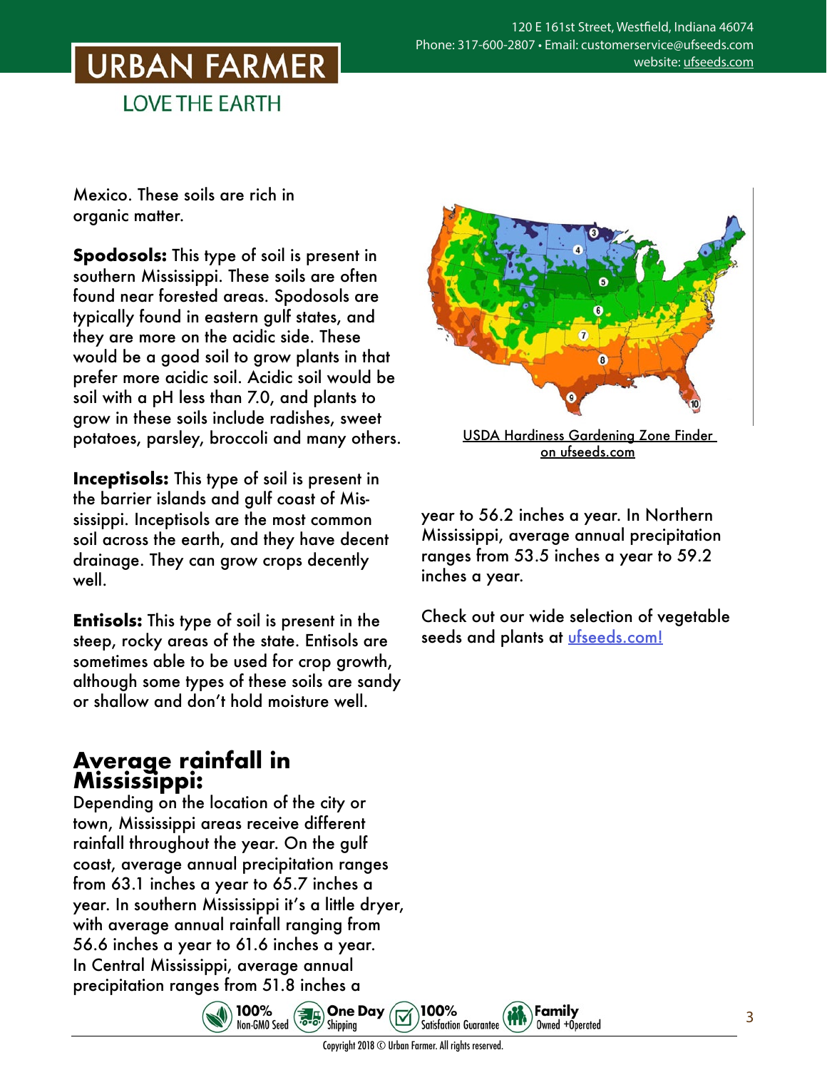Mexico. These soils are rich in organic matter.

**Spodosols:** This type of soil is present in southern Mississippi. These soils are often found near forested areas. Spodosols are typically found in eastern gulf states, and they are more on the acidic side. These would be a good soil to grow plants in that prefer more acidic soil. Acidic soil would be soil with a pH less than 7.0, and plants to grow in these soils include radishes, sweet potatoes, parsley, broccoli and many others.

**Inceptisols:** This type of soil is present in the barrier islands and gulf coast of Mississippi. Inceptisols are the most common soil across the earth, and they have decent drainage. They can grow crops decently well.

**Entisols:** This type of soil is present in the steep, rocky areas of the state. Entisols are sometimes able to be used for crop growth, although some types of these soils are sandy or shallow and don't hold moisture well.

## Average rainfall in Mississippi:

Depending on the location of the city or town, Mississippi areas receive different rainfall throughout the year. On the gulf coast, average annual precipitation ranges from 63.1 inches a year to 65.7 inches a year. In southern Mississippi it's a little dryer, with average annual rainfall ranging from 56.6 inches a year to 61.6 inches a year. In Central Mississippi, average annual precipitation ranges from 51.8 inches a year to 56.2 inches a year. In Northern Mississippi, average annual precipitation ranges from 53.5 inches a year to 59.2 inches a year.

USDA Hardiness Gardening Zone Finder on ufseeds.com

Check out our wide selection of vegetable seeds and plants at ufseeds.com!